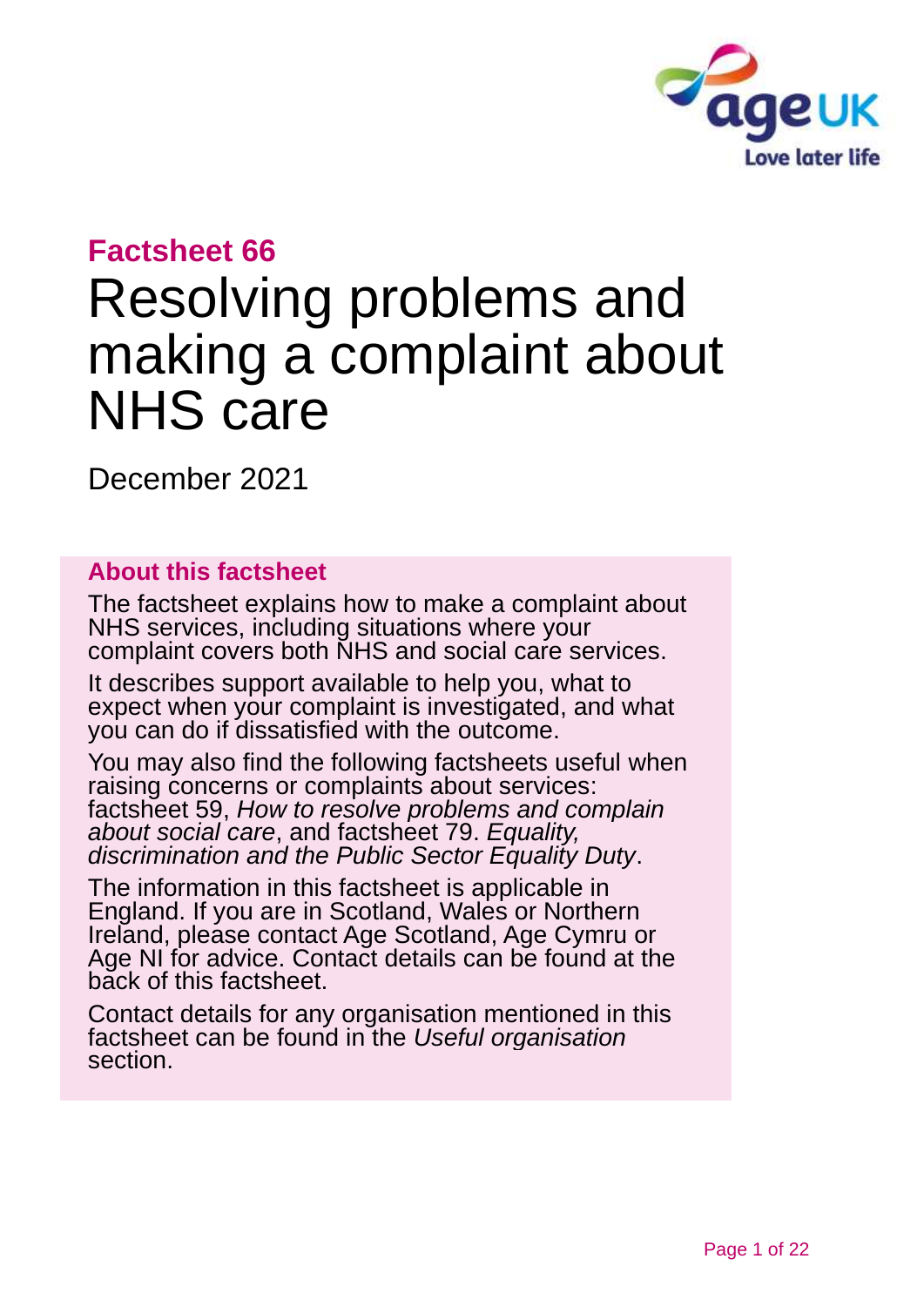## Factsheet 66

# Resolving problems and making a complaint about NHS care

December 2021

### About this factsheet

The factsheet explains how to make a complaint about NHS services, including situations where your complaint covers both NHS and social care services.

It describes support available to help you, what to expect when your complaint is investigated, and what you can do if dissatisfied with the outcome.

You may also find the following factsheets useful when raising concerns or complaints about services: factsheet 59, *How to resolve problems and complain about social care*, and factsheet 79. *Equality, discrimination and the Public Sector Equality Duty*.

The information in this factsheet is applicable in England. If you are in Scotland, Wales or Northern Ireland, please contact Age Scotland, Age Cymru or Age NI for advice. Contact details can be found at the back of this factsheet.

Contact details for any organisation mentioned in this factsheet can be found in the *Useful organisation* section.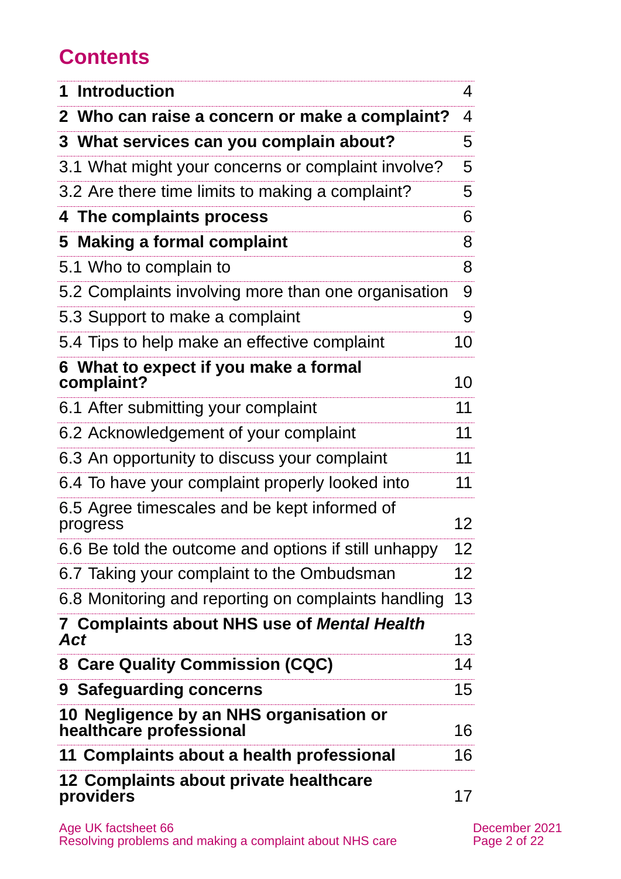# Contents

| | |
|---|---|
| **1 Introduction** | 4 |
| **2 Who can raise a concern or make a complaint?** | 4 |
| **3 What services can you complain about?** | 5 |
| 3.1 What might your concerns or complaint involve? | 5 |
| 3.2 Are there time limits to making a complaint? | 5 |
| **4 The complaints process** | 6 |
| **5 Making a formal complaint** | 8 |
| 5.1 Who to complain to | 8 |
| 5.2 Complaints involving more than one organisation | 9 |
| 5.3 Support to make a complaint | 9 |
| 5.4 Tips to help make an effective complaint | 10 |
| **6 What to expect if you make a formal complaint?** | 10 |
| 6.1 After submitting your complaint | 11 |
| 6.2 Acknowledgement of your complaint | 11 |
| 6.3 An opportunity to discuss your complaint | 11 |
| 6.4 To have your complaint properly looked into | 11 |
| 6.5 Agree timescales and be kept informed of progress | 12 |
| 6.6 Be told the outcome and options if still unhappy | 12 |
| 6.7 Taking your complaint to the Ombudsman | 12 |
| 6.8 Monitoring and reporting on complaints handling | 13 |
| **7 Complaints about NHS use of *Mental Health Act*** | 13 |
| **8 Care Quality Commission (CQC)** | 14 |
| **9 Safeguarding concerns** | 15 |
| **10 Negligence by an NHS organisation or healthcare professional** | 16 |
| **11 Complaints about a health professional** | 16 |
| **12 Complaints about private healthcare providers** | 17 |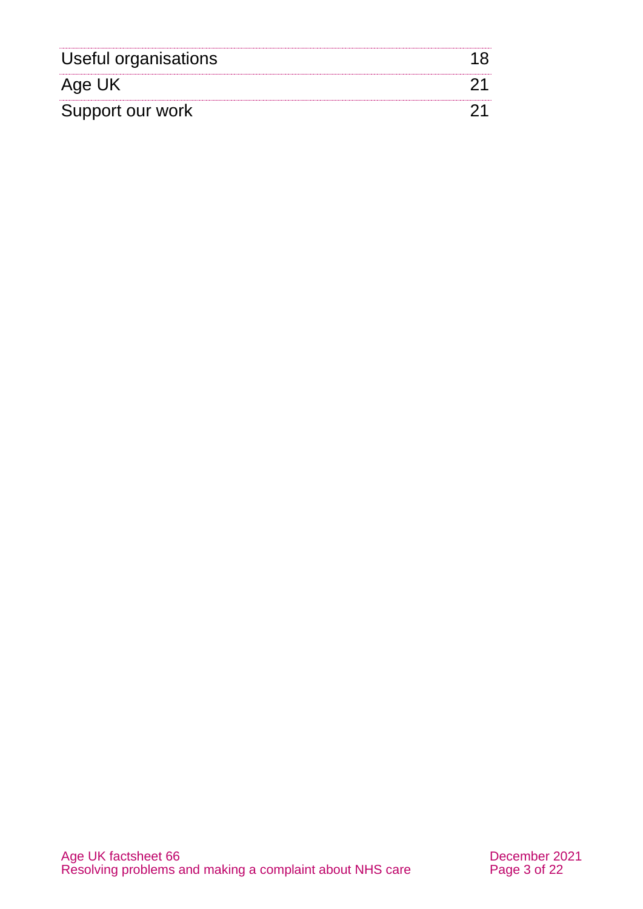| | |
|---|---|
| Useful organisations | 18 |
| Age UK | 21 |
| Support our work | 21 |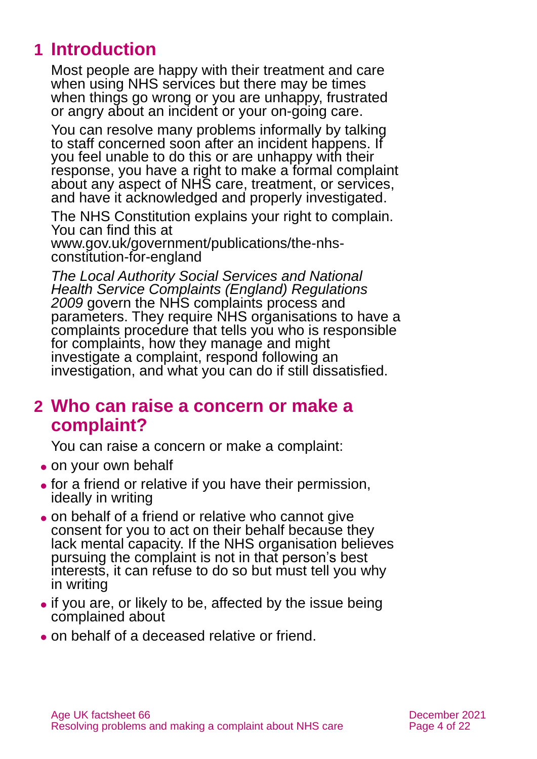## 1 Introduction

Most people are happy with their treatment and care when using NHS services but there may be times when things go wrong or you are unhappy, frustrated or angry about an incident or your on-going care.

You can resolve many problems informally by talking to staff concerned soon after an incident happens. If you feel unable to do this or are unhappy with their response, you have a right to make a formal complaint about any aspect of NHS care, treatment, or services, and have it acknowledged and properly investigated.

The NHS Constitution explains your right to complain. You can find this at www.gov.uk/government/publications/the-nhs-constitution-for-england

*The Local Authority Social Services and National Health Service Complaints (England) Regulations 2009* govern the NHS complaints process and parameters. They require NHS organisations to have a complaints procedure that tells you who is responsible for complaints, how they manage and might investigate a complaint, respond following an investigation, and what you can do if still dissatisfied.

## 2 Who can raise a concern or make a complaint?

You can raise a concern or make a complaint:

- on your own behalf
- for a friend or relative if you have their permission, ideally in writing
- on behalf of a friend or relative who cannot give consent for you to act on their behalf because they lack mental capacity. If the NHS organisation believes pursuing the complaint is not in that person's best interests, it can refuse to do so but must tell you why in writing
- if you are, or likely to be, affected by the issue being complained about
- on behalf of a deceased relative or friend.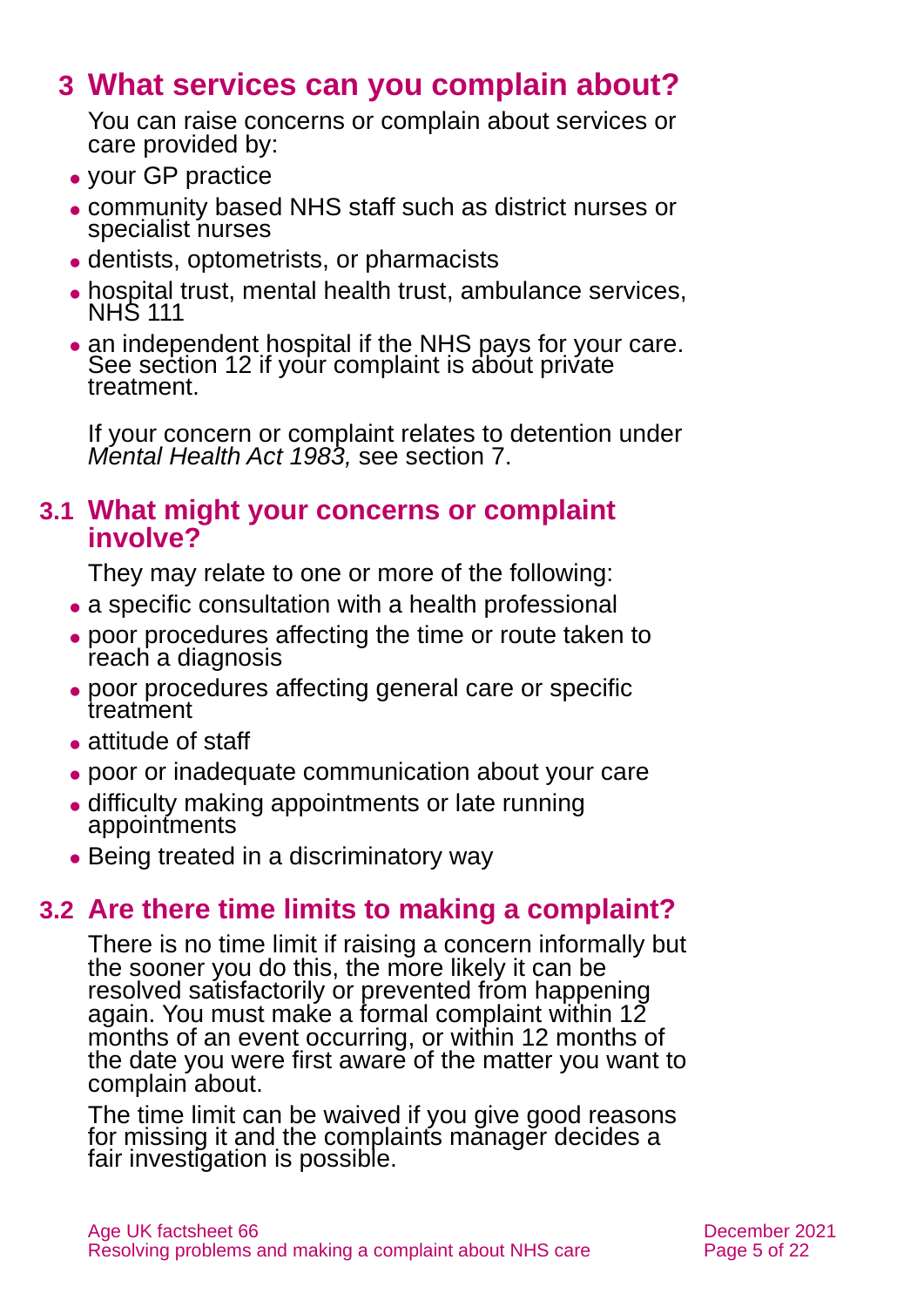## 3 What services can you complain about?

You can raise concerns or complain about services or care provided by:

- your GP practice
- community based NHS staff such as district nurses or specialist nurses
- dentists, optometrists, or pharmacists
- hospital trust, mental health trust, ambulance services, NHS 111
- an independent hospital if the NHS pays for your care. See section 12 if your complaint is about private treatment.

If your concern or complaint relates to detention under *Mental Health Act 1983,* see section 7.

### 3.1 What might your concerns or complaint involve?

They may relate to one or more of the following:

- a specific consultation with a health professional
- poor procedures affecting the time or route taken to reach a diagnosis
- poor procedures affecting general care or specific treatment
- attitude of staff
- poor or inadequate communication about your care
- difficulty making appointments or late running appointments
- Being treated in a discriminatory way

### 3.2 Are there time limits to making a complaint?

There is no time limit if raising a concern informally but the sooner you do this, the more likely it can be resolved satisfactorily or prevented from happening again. You must make a formal complaint within 12 months of an event occurring, or within 12 months of the date you were first aware of the matter you want to complain about.

The time limit can be waived if you give good reasons for missing it and the complaints manager decides a fair investigation is possible.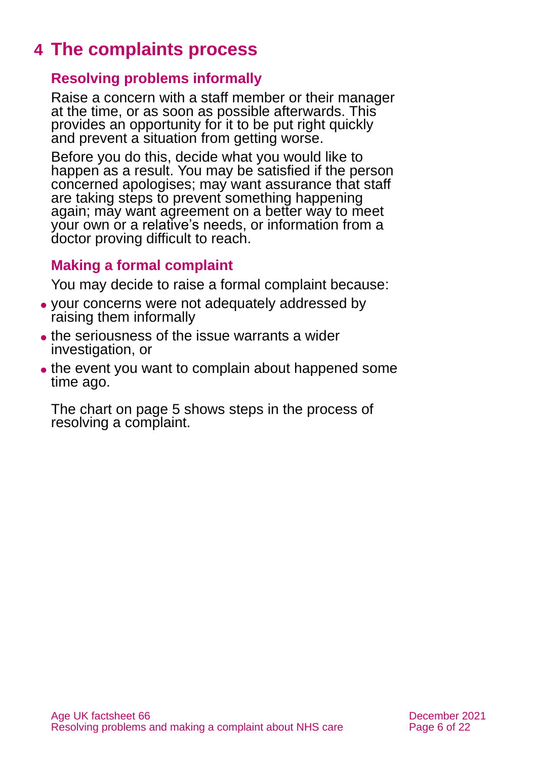# 4 The complaints process

## Resolving problems informally

Raise a concern with a staff member or their manager at the time, or as soon as possible afterwards. This provides an opportunity for it to be put right quickly and prevent a situation from getting worse.

Before you do this, decide what you would like to happen as a result. You may be satisfied if the person concerned apologises; may want assurance that staff are taking steps to prevent something happening again; may want agreement on a better way to meet your own or a relative's needs, or information from a doctor proving difficult to reach.

## Making a formal complaint

You may decide to raise a formal complaint because:

- your concerns were not adequately addressed by raising them informally
- the seriousness of the issue warrants a wider investigation, or
- the event you want to complain about happened some time ago.

The chart on page 5 shows steps in the process of resolving a complaint.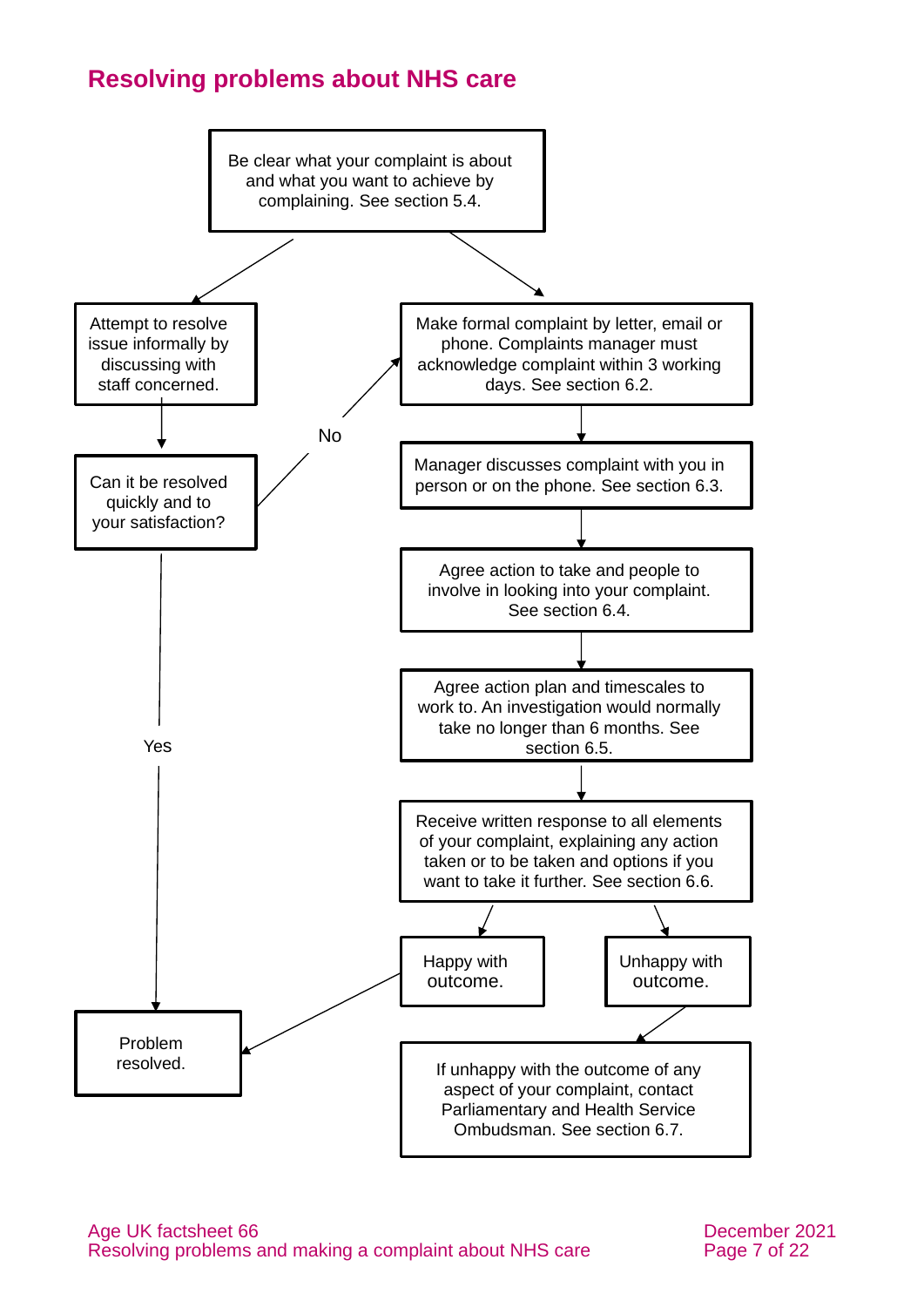## Resolving problems about NHS care

Be clear what your complaint is about and what you want to achieve by complaining. See section 5.4.

Attempt to resolve issue informally by discussing with staff concerned.

Can it be resolved quickly and to your satisfaction?

No

Yes

Problem resolved.

Make formal complaint by letter, email or phone. Complaints manager must acknowledge complaint within 3 working days. See section 6.2.

Manager discusses complaint with you in person or on the phone. See section 6.3.

Agree action to take and people to involve in looking into your complaint. See section 6.4.

Agree action plan and timescales to work to. An investigation would normally take no longer than 6 months. See section 6.5.

Receive written response to all elements of your complaint, explaining any action taken or to be taken and options if you want to take it further. See section 6.6.

Happy with outcome.

Unhappy with outcome.

If unhappy with the outcome of any aspect of your complaint, contact Parliamentary and Health Service Ombudsman. See section 6.7.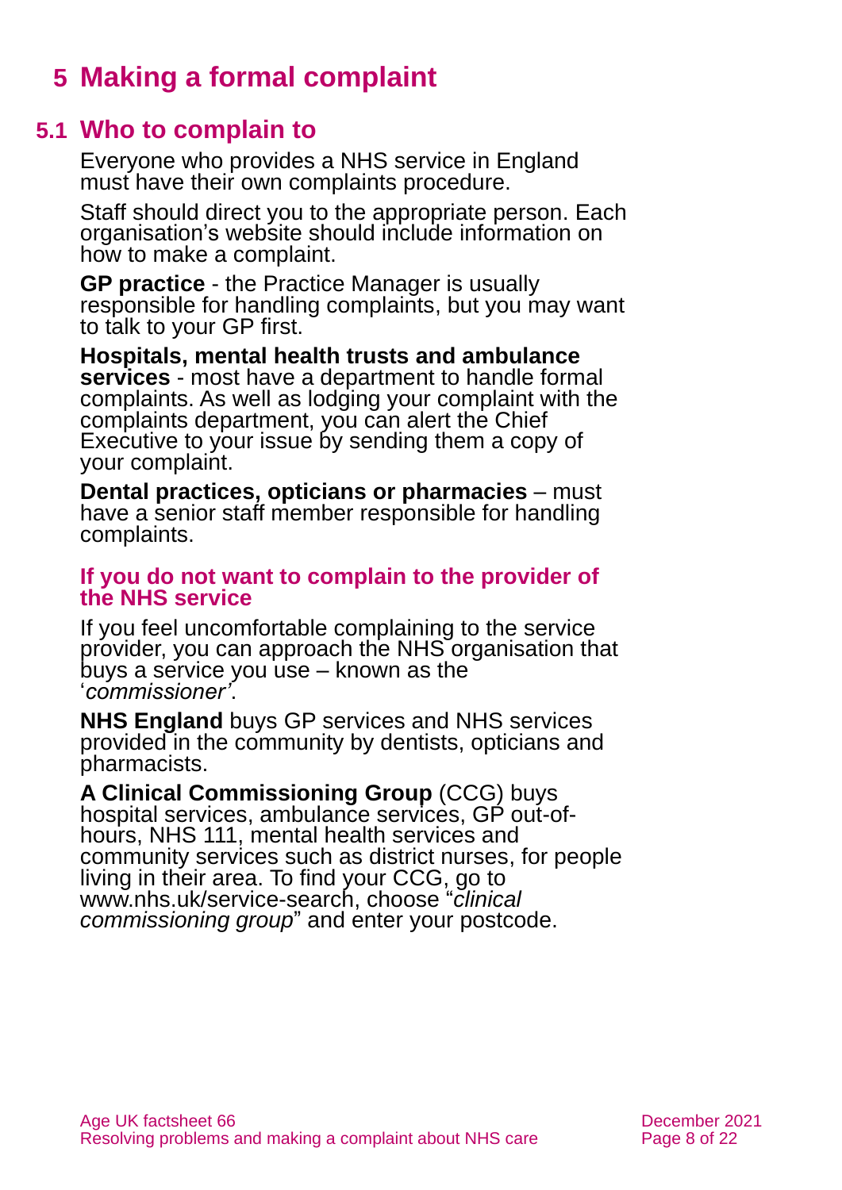# 5 Making a formal complaint

## 5.1 Who to complain to

Everyone who provides a NHS service in England must have their own complaints procedure.

Staff should direct you to the appropriate person. Each organisation's website should include information on how to make a complaint.

**GP practice** - the Practice Manager is usually responsible for handling complaints, but you may want to talk to your GP first.

**Hospitals, mental health trusts and ambulance services** - most have a department to handle formal complaints. As well as lodging your complaint with the complaints department, you can alert the Chief Executive to your issue by sending them a copy of your complaint.

**Dental practices, opticians or pharmacies** – must have a senior staff member responsible for handling complaints.

### If you do not want to complain to the provider of the NHS service

If you feel uncomfortable complaining to the service provider, you can approach the NHS organisation that buys a service you use – known as the '*commissioner'*.

**NHS England** buys GP services and NHS services provided in the community by dentists, opticians and pharmacists.

**A Clinical Commissioning Group** (CCG) buys hospital services, ambulance services, GP out-of-hours, NHS 111, mental health services and community services such as district nurses, for people living in their area. To find your CCG, go to www.nhs.uk/service-search, choose "*clinical commissioning group*" and enter your postcode.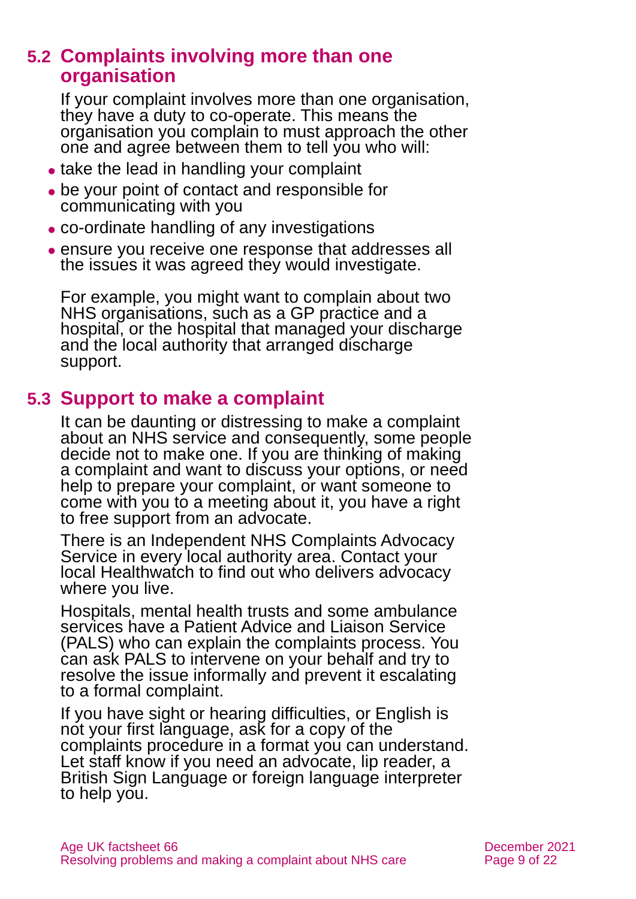## 5.2 Complaints involving more than one organisation

If your complaint involves more than one organisation, they have a duty to co-operate. This means the organisation you complain to must approach the other one and agree between them to tell you who will:

- take the lead in handling your complaint
- be your point of contact and responsible for communicating with you
- co-ordinate handling of any investigations
- ensure you receive one response that addresses all the issues it was agreed they would investigate.

For example, you might want to complain about two NHS organisations, such as a GP practice and a hospital, or the hospital that managed your discharge and the local authority that arranged discharge support.

## 5.3 Support to make a complaint

It can be daunting or distressing to make a complaint about an NHS service and consequently, some people decide not to make one. If you are thinking of making a complaint and want to discuss your options, or need help to prepare your complaint, or want someone to come with you to a meeting about it, you have a right to free support from an advocate.

There is an Independent NHS Complaints Advocacy Service in every local authority area. Contact your local Healthwatch to find out who delivers advocacy where you live.

Hospitals, mental health trusts and some ambulance services have a Patient Advice and Liaison Service (PALS) who can explain the complaints process. You can ask PALS to intervene on your behalf and try to resolve the issue informally and prevent it escalating to a formal complaint.

If you have sight or hearing difficulties, or English is not your first language, ask for a copy of the complaints procedure in a format you can understand. Let staff know if you need an advocate, lip reader, a British Sign Language or foreign language interpreter to help you.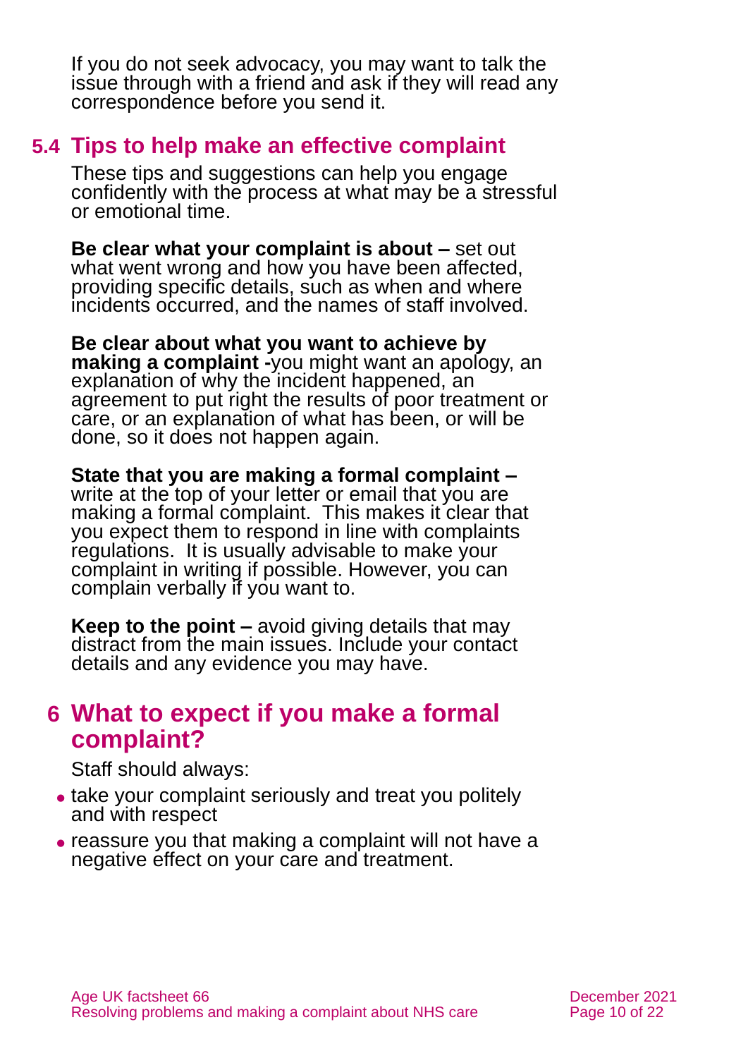If you do not seek advocacy, you may want to talk the issue through with a friend and ask if they will read any correspondence before you send it.

## 5.4 Tips to help make an effective complaint

These tips and suggestions can help you engage confidently with the process at what may be a stressful or emotional time.

**Be clear what your complaint is about –** set out what went wrong and how you have been affected, providing specific details, such as when and where incidents occurred, and the names of staff involved.

**Be clear about what you want to achieve by making a complaint -**you might want an apology, an explanation of why the incident happened, an agreement to put right the results of poor treatment or care, or an explanation of what has been, or will be done, so it does not happen again.

**State that you are making a formal complaint –** write at the top of your letter or email that you are making a formal complaint. This makes it clear that you expect them to respond in line with complaints regulations. It is usually advisable to make your complaint in writing if possible. However, you can complain verbally if you want to.

**Keep to the point –** avoid giving details that may distract from the main issues. Include your contact details and any evidence you may have.

# 6 What to expect if you make a formal complaint?

Staff should always:

- take your complaint seriously and treat you politely and with respect
- reassure you that making a complaint will not have a negative effect on your care and treatment.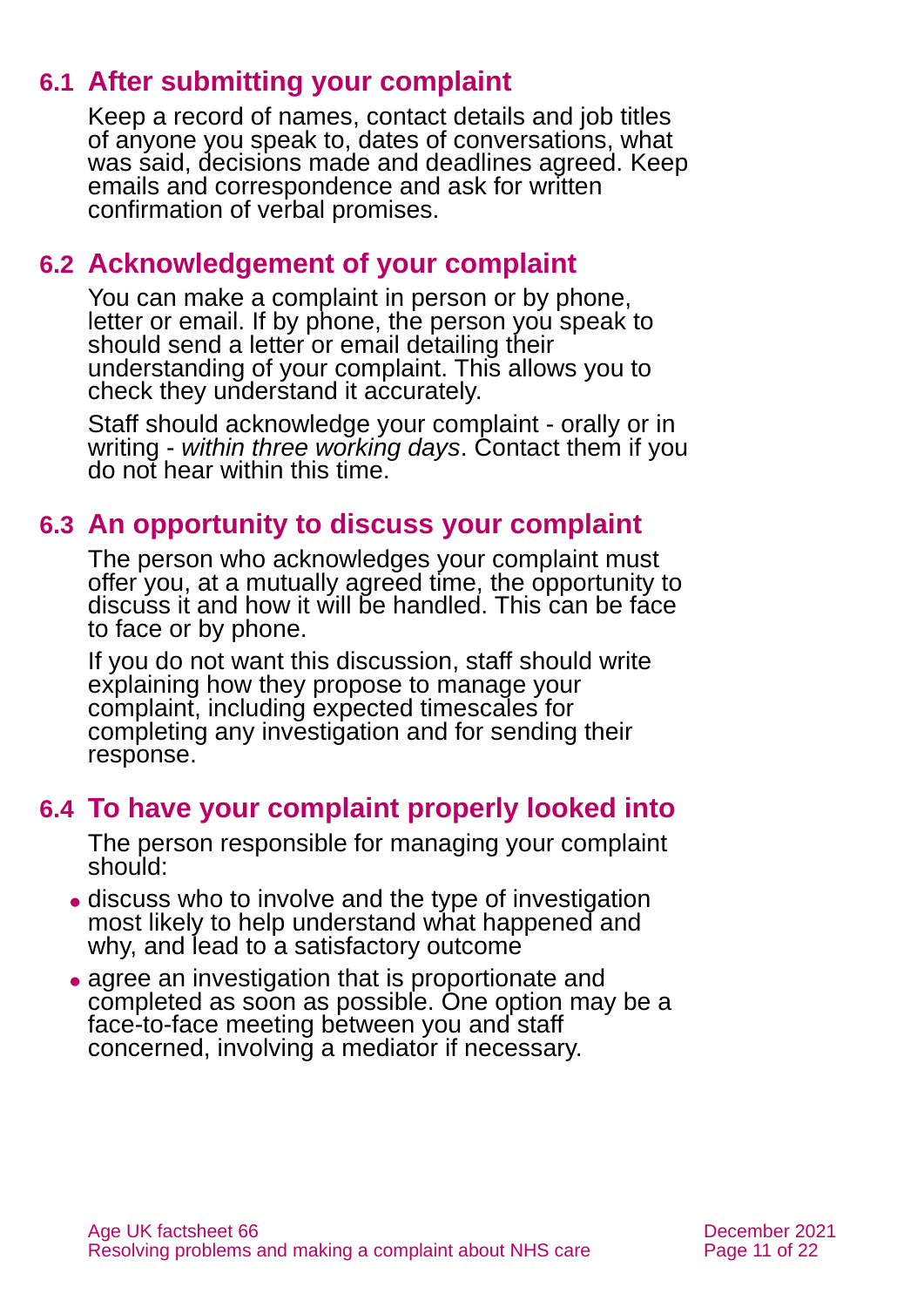## 6.1 After submitting your complaint

Keep a record of names, contact details and job titles of anyone you speak to, dates of conversations, what was said, decisions made and deadlines agreed. Keep emails and correspondence and ask for written confirmation of verbal promises.

## 6.2 Acknowledgement of your complaint

You can make a complaint in person or by phone, letter or email. If by phone, the person you speak to should send a letter or email detailing their understanding of your complaint. This allows you to check they understand it accurately.

Staff should acknowledge your complaint - orally or in writing - *within three working days*. Contact them if you do not hear within this time.

## 6.3 An opportunity to discuss your complaint

The person who acknowledges your complaint must offer you, at a mutually agreed time, the opportunity to discuss it and how it will be handled. This can be face to face or by phone.

If you do not want this discussion, staff should write explaining how they propose to manage your complaint, including expected timescales for completing any investigation and for sending their response.

## 6.4 To have your complaint properly looked into

The person responsible for managing your complaint should:

- discuss who to involve and the type of investigation most likely to help understand what happened and why, and lead to a satisfactory outcome
- agree an investigation that is proportionate and completed as soon as possible. One option may be a face-to-face meeting between you and staff concerned, involving a mediator if necessary.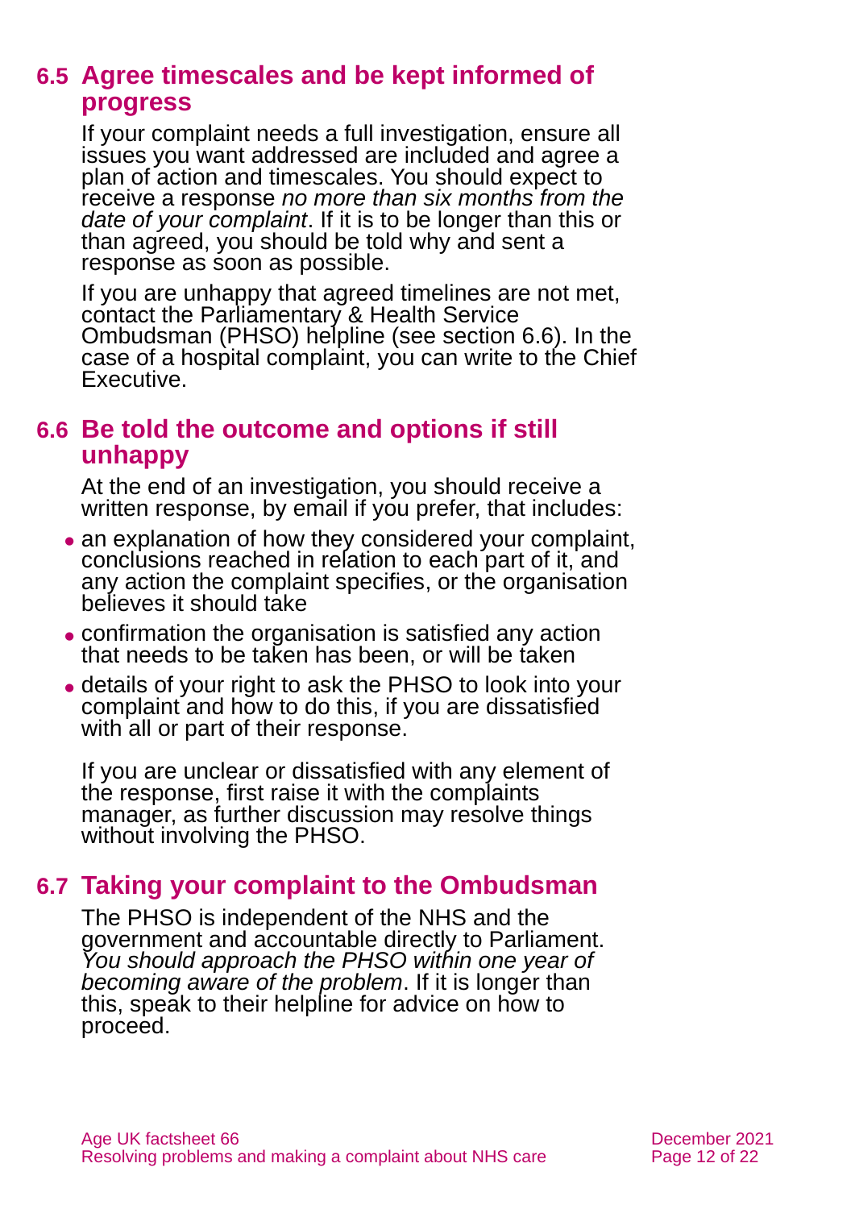## 6.5 Agree timescales and be kept informed of progress

If your complaint needs a full investigation, ensure all issues you want addressed are included and agree a plan of action and timescales. You should expect to receive a response *no more than six months from the date of your complaint*. If it is to be longer than this or than agreed, you should be told why and sent a response as soon as possible.

If you are unhappy that agreed timelines are not met, contact the Parliamentary & Health Service Ombudsman (PHSO) helpline (see section 6.6). In the case of a hospital complaint, you can write to the Chief Executive.

## 6.6 Be told the outcome and options if still unhappy

At the end of an investigation, you should receive a written response, by email if you prefer, that includes:

- an explanation of how they considered your complaint, conclusions reached in relation to each part of it, and any action the complaint specifies, or the organisation believes it should take
- confirmation the organisation is satisfied any action that needs to be taken has been, or will be taken
- details of your right to ask the PHSO to look into your complaint and how to do this, if you are dissatisfied with all or part of their response.

If you are unclear or dissatisfied with any element of the response, first raise it with the complaints manager, as further discussion may resolve things without involving the PHSO.

## 6.7 Taking your complaint to the Ombudsman

The PHSO is independent of the NHS and the government and accountable directly to Parliament. *You should approach the PHSO within one year of becoming aware of the problem*. If it is longer than this, speak to their helpline for advice on how to proceed.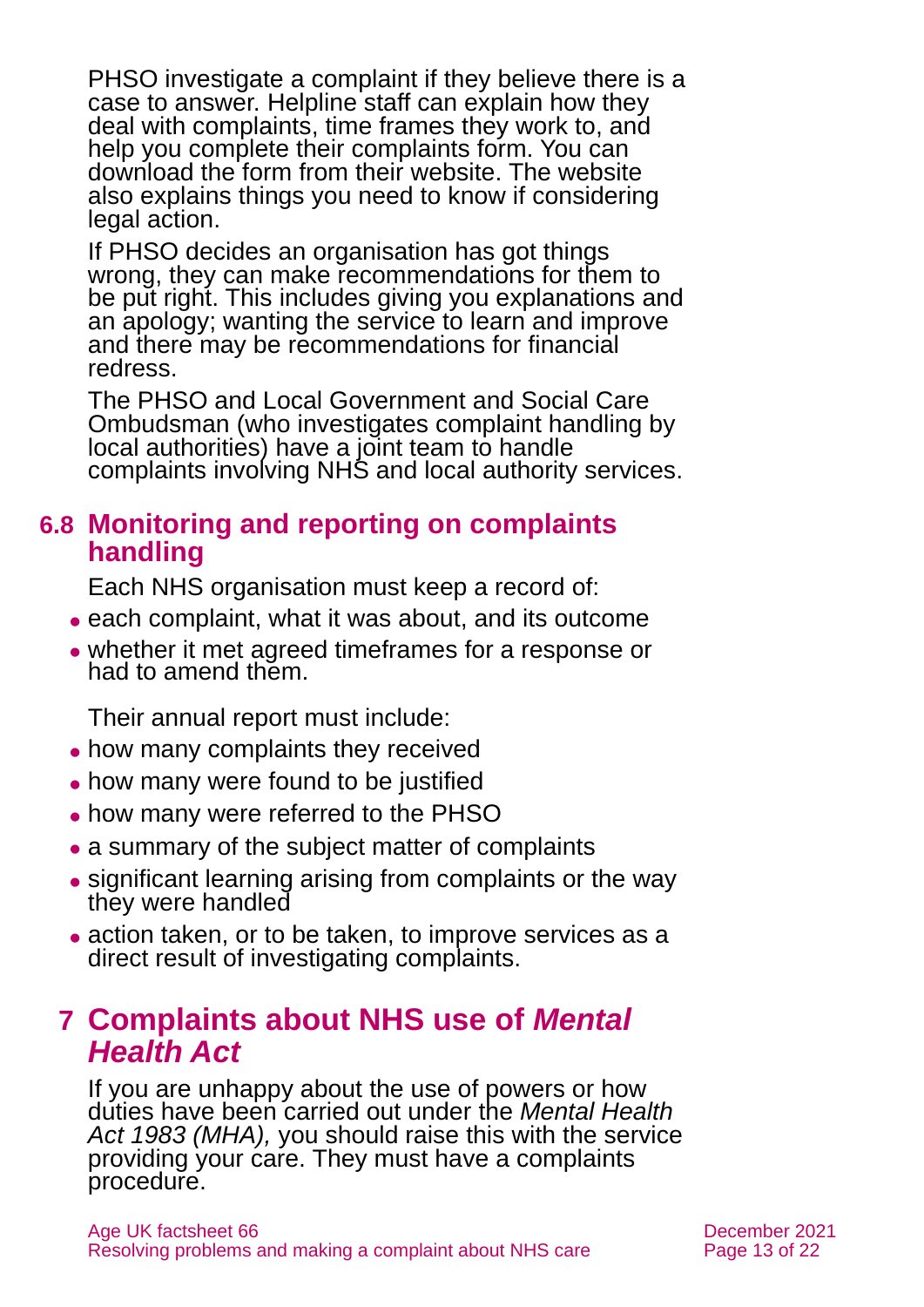PHSO investigate a complaint if they believe there is a case to answer. Helpline staff can explain how they deal with complaints, time frames they work to, and help you complete their complaints form. You can download the form from their website. The website also explains things you need to know if considering legal action.

If PHSO decides an organisation has got things wrong, they can make recommendations for them to be put right. This includes giving you explanations and an apology; wanting the service to learn and improve and there may be recommendations for financial redress.

The PHSO and Local Government and Social Care Ombudsman (who investigates complaint handling by local authorities) have a joint team to handle complaints involving NHS and local authority services.

## 6.8 Monitoring and reporting on complaints handling

Each NHS organisation must keep a record of:

- each complaint, what it was about, and its outcome
- whether it met agreed timeframes for a response or had to amend them.

Their annual report must include:

- how many complaints they received
- how many were found to be justified
- how many were referred to the PHSO
- a summary of the subject matter of complaints
- significant learning arising from complaints or the way they were handled
- action taken, or to be taken, to improve services as a direct result of investigating complaints.

# 7 Complaints about NHS use of *Mental Health Act*

If you are unhappy about the use of powers or how duties have been carried out under the *Mental Health Act 1983 (MHA),* you should raise this with the service providing your care. They must have a complaints procedure.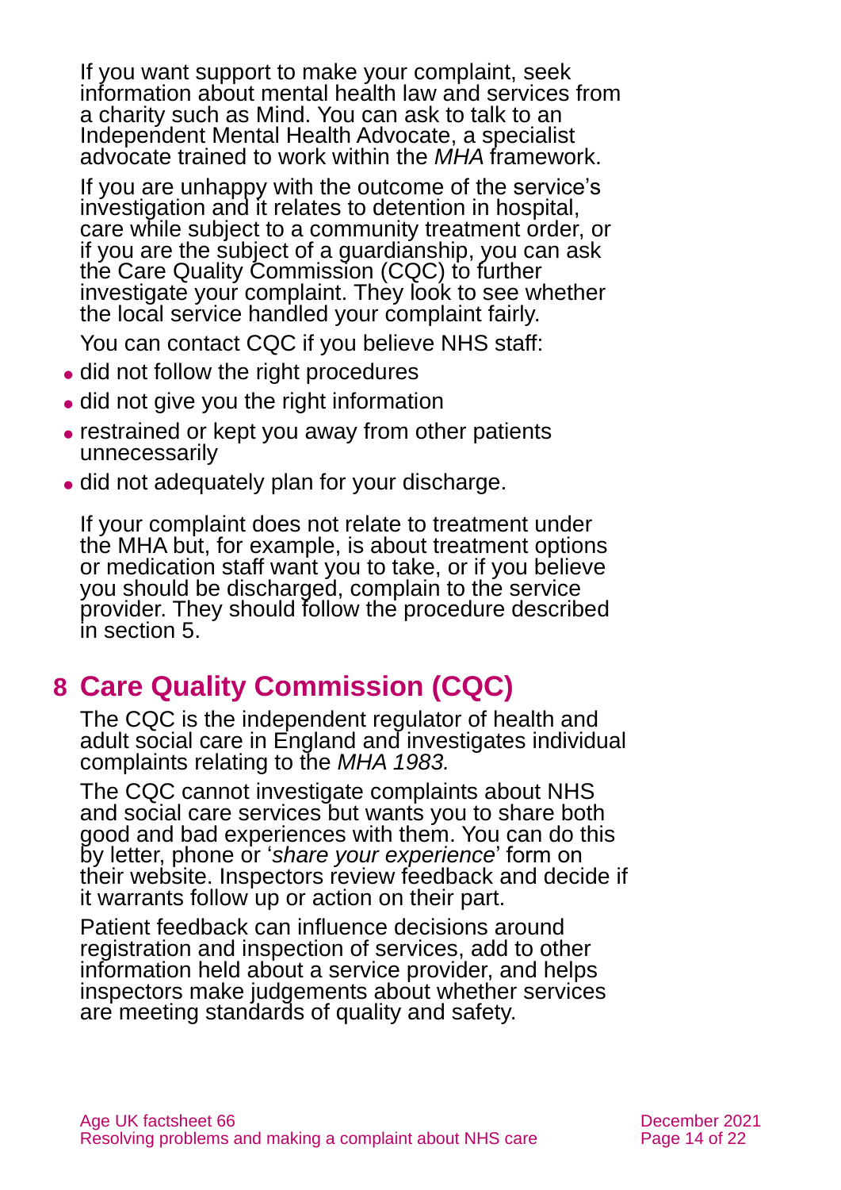If you want support to make your complaint, seek information about mental health law and services from a charity such as Mind. You can ask to talk to an Independent Mental Health Advocate, a specialist advocate trained to work within the *MHA* framework.

If you are unhappy with the outcome of the service's investigation and it relates to detention in hospital, care while subject to a community treatment order, or if you are the subject of a guardianship, you can ask the Care Quality Commission (CQC) to further investigate your complaint. They look to see whether the local service handled your complaint fairly.

You can contact CQC if you believe NHS staff:

- did not follow the right procedures
- did not give you the right information
- restrained or kept you away from other patients unnecessarily
- did not adequately plan for your discharge.

If your complaint does not relate to treatment under the MHA but, for example, is about treatment options or medication staff want you to take, or if you believe you should be discharged, complain to the service provider. They should follow the procedure described in section 5.

## 8 Care Quality Commission (CQC)

The CQC is the independent regulator of health and adult social care in England and investigates individual complaints relating to the *MHA 1983.*

The CQC cannot investigate complaints about NHS and social care services but wants you to share both good and bad experiences with them. You can do this by letter, phone or '*share your experience*' form on their website. Inspectors review feedback and decide if it warrants follow up or action on their part.

Patient feedback can influence decisions around registration and inspection of services, add to other information held about a service provider, and helps inspectors make judgements about whether services are meeting standards of quality and safety.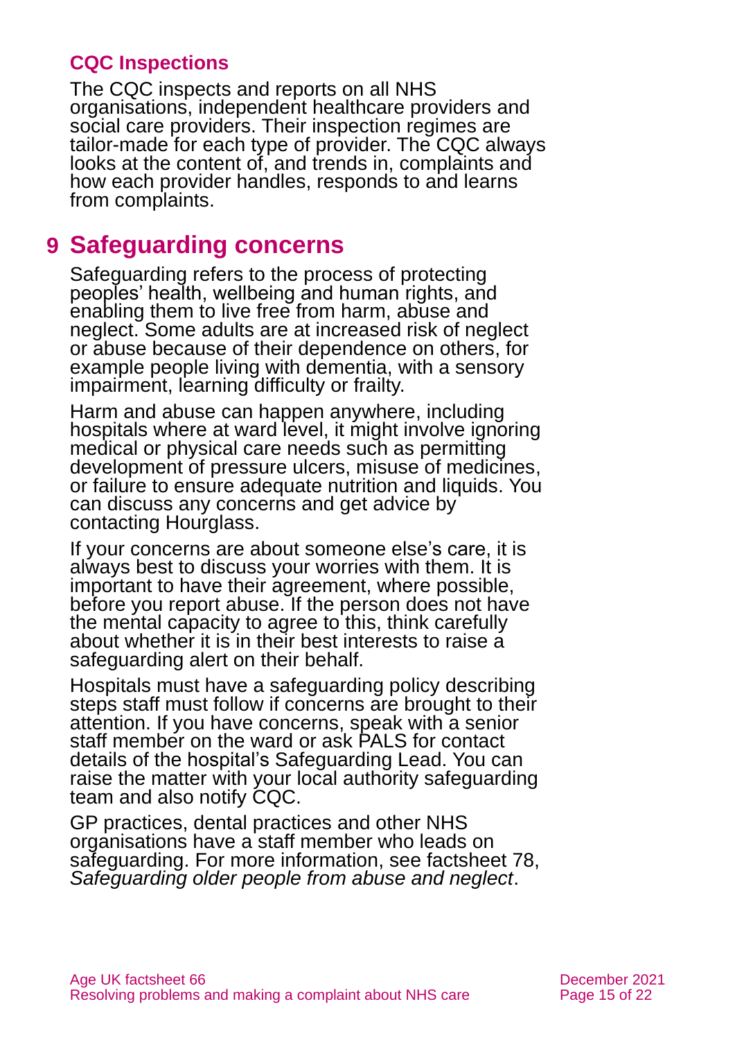### CQC Inspections

The CQC inspects and reports on all NHS organisations, independent healthcare providers and social care providers. Their inspection regimes are tailor-made for each type of provider. The CQC always looks at the content of, and trends in, complaints and how each provider handles, responds to and learns from complaints.

# 9 Safeguarding concerns

Safeguarding refers to the process of protecting peoples' health, wellbeing and human rights, and enabling them to live free from harm, abuse and neglect. Some adults are at increased risk of neglect or abuse because of their dependence on others, for example people living with dementia, with a sensory impairment, learning difficulty or frailty.

Harm and abuse can happen anywhere, including hospitals where at ward level, it might involve ignoring medical or physical care needs such as permitting development of pressure ulcers, misuse of medicines, or failure to ensure adequate nutrition and liquids. You can discuss any concerns and get advice by contacting Hourglass.

If your concerns are about someone else's care, it is always best to discuss your worries with them. It is important to have their agreement, where possible, before you report abuse. If the person does not have the mental capacity to agree to this, think carefully about whether it is in their best interests to raise a safeguarding alert on their behalf.

Hospitals must have a safeguarding policy describing steps staff must follow if concerns are brought to their attention. If you have concerns, speak with a senior staff member on the ward or ask PALS for contact details of the hospital's Safeguarding Lead. You can raise the matter with your local authority safeguarding team and also notify CQC.

GP practices, dental practices and other NHS organisations have a staff member who leads on safeguarding. For more information, see factsheet 78, *Safeguarding older people from abuse and neglect*.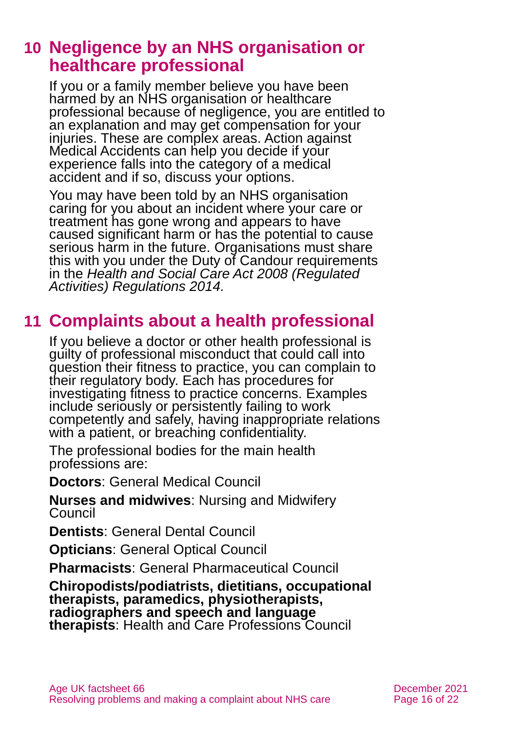## 10 Negligence by an NHS organisation or healthcare professional

If you or a family member believe you have been harmed by an NHS organisation or healthcare professional because of negligence, you are entitled to an explanation and may get compensation for your injuries. These are complex areas. Action against Medical Accidents can help you decide if your experience falls into the category of a medical accident and if so, discuss your options.

You may have been told by an NHS organisation caring for you about an incident where your care or treatment has gone wrong and appears to have caused significant harm or has the potential to cause serious harm in the future. Organisations must share this with you under the Duty of Candour requirements in the *Health and Social Care Act 2008 (Regulated Activities) Regulations 2014.*

## 11 Complaints about a health professional

If you believe a doctor or other health professional is guilty of professional misconduct that could call into question their fitness to practice, you can complain to their regulatory body. Each has procedures for investigating fitness to practice concerns. Examples include seriously or persistently failing to work competently and safely, having inappropriate relations with a patient, or breaching confidentiality.

The professional bodies for the main health professions are:

**Doctors**: General Medical Council

**Nurses and midwives**: Nursing and Midwifery Council

**Dentists**: General Dental Council

**Opticians**: General Optical Council

**Pharmacists**: General Pharmaceutical Council

**Chiropodists/podiatrists, dietitians, occupational therapists, paramedics, physiotherapists, radiographers and speech and language therapists**: Health and Care Professions Council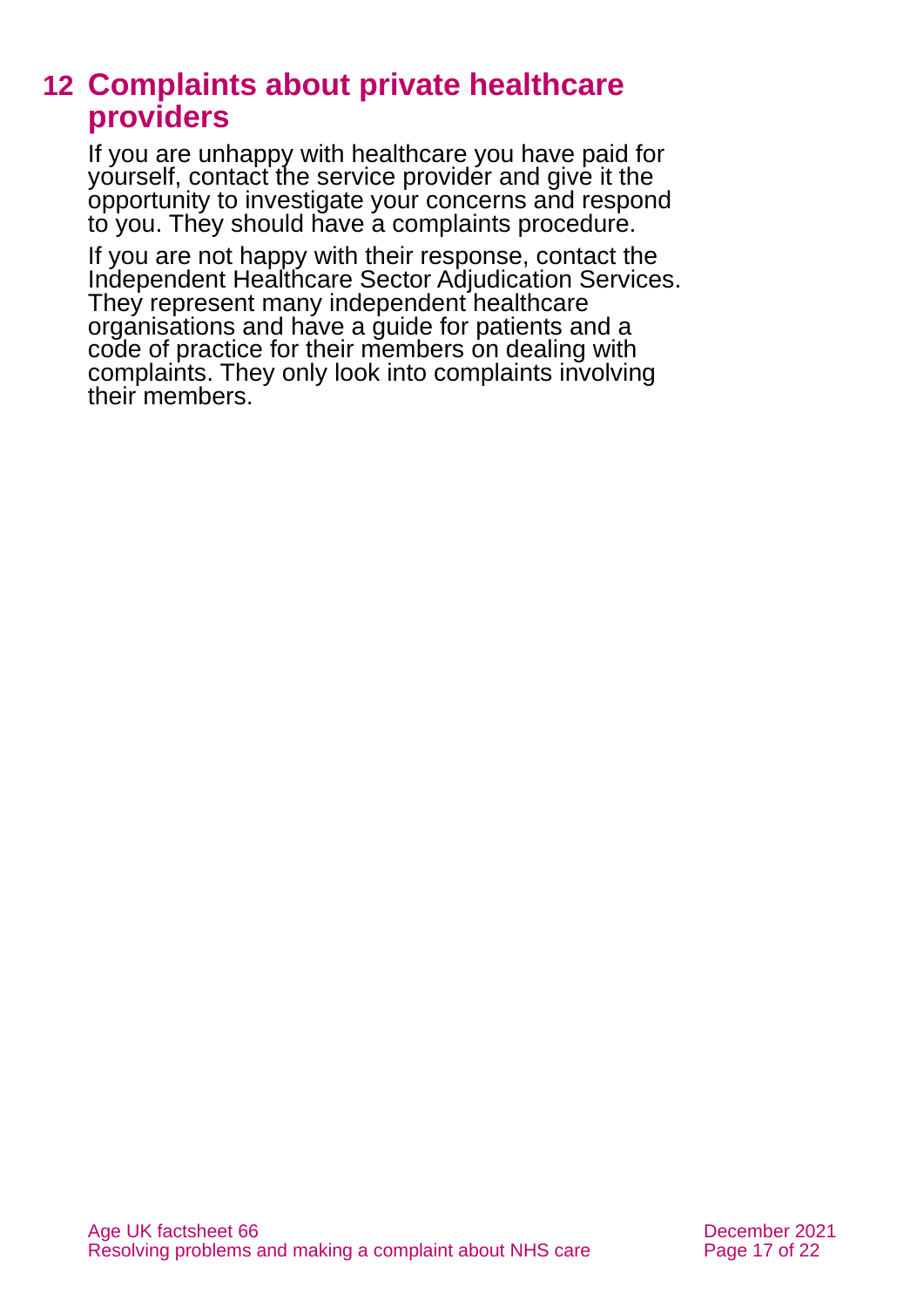## 12 Complaints about private healthcare providers

If you are unhappy with healthcare you have paid for yourself, contact the service provider and give it the opportunity to investigate your concerns and respond to you. They should have a complaints procedure.

If you are not happy with their response, contact the Independent Healthcare Sector Adjudication Services. They represent many independent healthcare organisations and have a guide for patients and a code of practice for their members on dealing with complaints. They only look into complaints involving their members.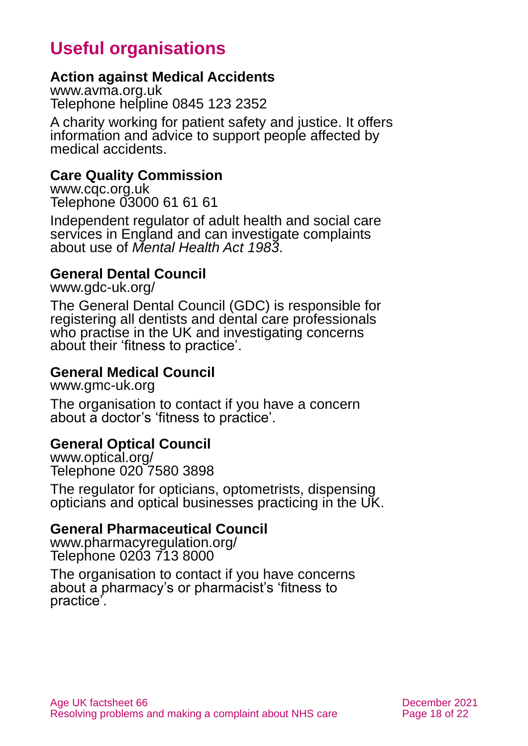## Useful organisations

**Action against Medical Accidents**
www.avma.org.uk
Telephone helpline 0845 123 2352

A charity working for patient safety and justice. It offers information and advice to support people affected by medical accidents.

**Care Quality Commission**
www.cqc.org.uk
Telephone 03000 61 61 61

Independent regulator of adult health and social care services in England and can investigate complaints about use of *Mental Health Act 1983*.

**General Dental Council**
www.gdc-uk.org/

The General Dental Council (GDC) is responsible for registering all dentists and dental care professionals who practise in the UK and investigating concerns about their 'fitness to practice'.

**General Medical Council**
www.gmc-uk.org

The organisation to contact if you have a concern about a doctor's 'fitness to practice'.

**General Optical Council**
www.optical.org/
Telephone 020 7580 3898

The regulator for opticians, optometrists, dispensing opticians and optical businesses practicing in the UK.

**General Pharmaceutical Council**
www.pharmacyregulation.org/
Telephone 0203 713 8000

The organisation to contact if you have concerns about a pharmacy's or pharmacist's 'fitness to practice'.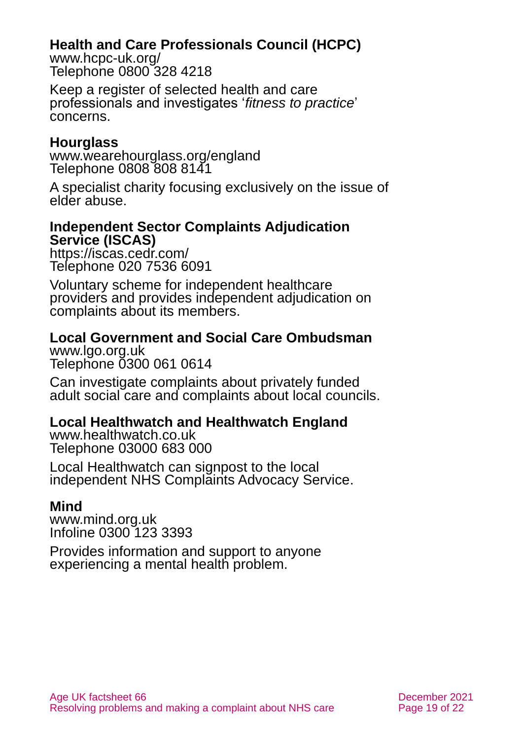**Health and Care Professionals Council (HCPC)**
www.hcpc-uk.org/
Telephone 0800 328 4218

Keep a register of selected health and care professionals and investigates '*fitness to practice*' concerns.

**Hourglass**
www.wearehourglass.org/england
Telephone 0808 808 8141

A specialist charity focusing exclusively on the issue of elder abuse.

**Independent Sector Complaints Adjudication Service (ISCAS)**
https://iscas.cedr.com/
Telephone 020 7536 6091

Voluntary scheme for independent healthcare providers and provides independent adjudication on complaints about its members.

**Local Government and Social Care Ombudsman**
www.lgo.org.uk
Telephone 0300 061 0614

Can investigate complaints about privately funded adult social care and complaints about local councils.

**Local Healthwatch and Healthwatch England**
www.healthwatch.co.uk
Telephone 03000 683 000

Local Healthwatch can signpost to the local independent NHS Complaints Advocacy Service.

**Mind**
www.mind.org.uk
Infoline 0300 123 3393

Provides information and support to anyone experiencing a mental health problem.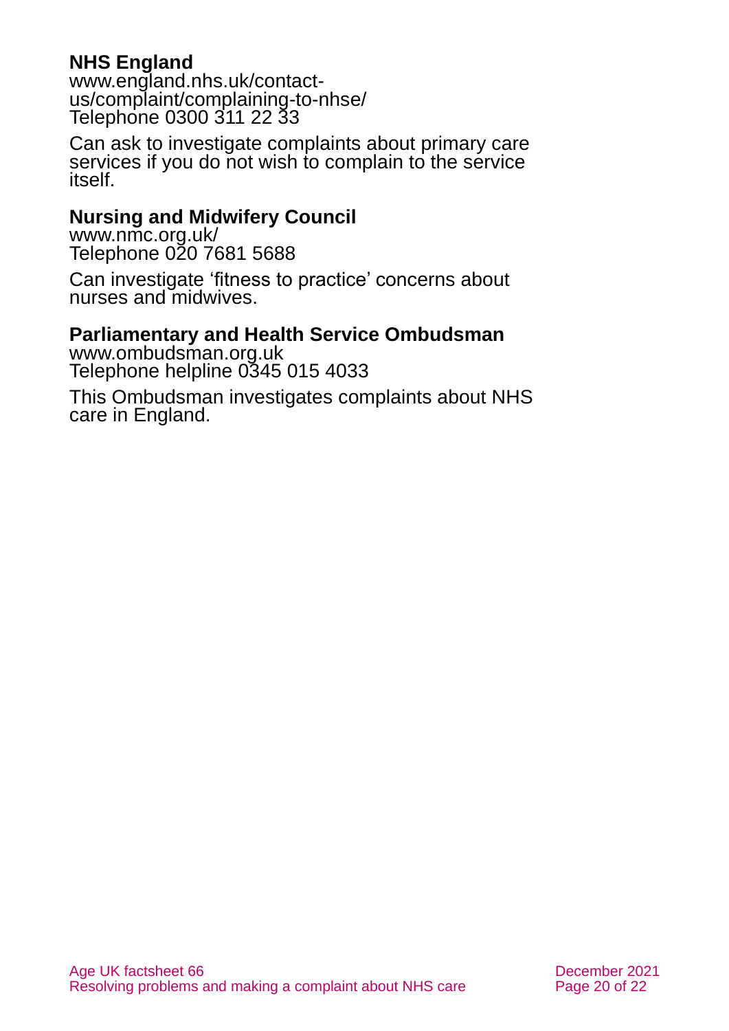**NHS England**
www.england.nhs.uk/contact-us/complaint/complaining-to-nhse/
Telephone 0300 311 22 33

Can ask to investigate complaints about primary care services if you do not wish to complain to the service itself.

**Nursing and Midwifery Council**
www.nmc.org.uk/
Telephone 020 7681 5688

Can investigate 'fitness to practice' concerns about nurses and midwives.

**Parliamentary and Health Service Ombudsman**
www.ombudsman.org.uk
Telephone helpline 0345 015 4033

This Ombudsman investigates complaints about NHS care in England.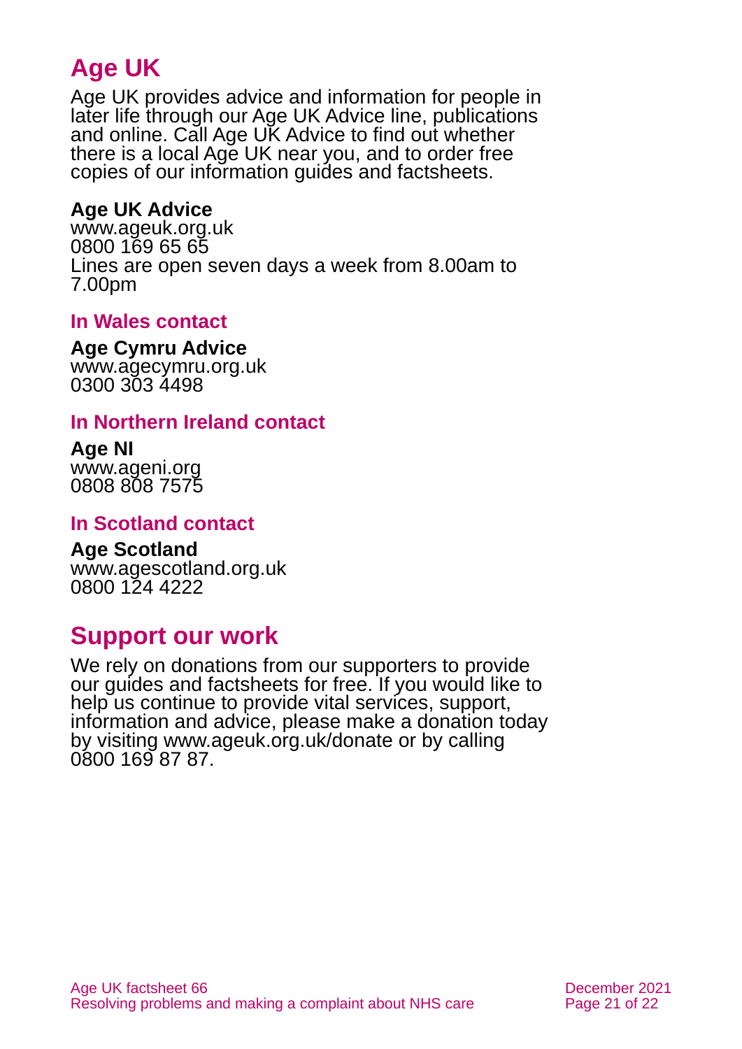# Age UK

Age UK provides advice and information for people in later life through our Age UK Advice line, publications and online. Call Age UK Advice to find out whether there is a local Age UK near you, and to order free copies of our information guides and factsheets.

**Age UK Advice**
www.ageuk.org.uk
0800 169 65 65
Lines are open seven days a week from 8.00am to 7.00pm

### In Wales contact

**Age Cymru Advice**
www.agecymru.org.uk
0300 303 4498

### In Northern Ireland contact

**Age NI**
www.ageni.org
0808 808 7575

### In Scotland contact

**Age Scotland**
www.agescotland.org.uk
0800 124 4222

# Support our work

We rely on donations from our supporters to provide our guides and factsheets for free. If you would like to help us continue to provide vital services, support, information and advice, please make a donation today by visiting www.ageuk.org.uk/donate or by calling 0800 169 87 87.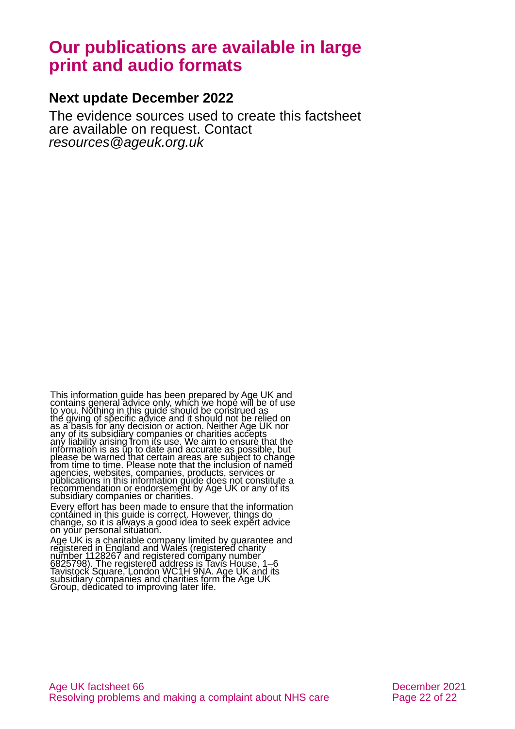# Our publications are available in large print and audio formats

## Next update December 2022

The evidence sources used to create this factsheet are available on request. Contact *resources@ageuk.org.uk*

This information guide has been prepared by Age UK and contains general advice only, which we hope will be of use to you. Nothing in this guide should be construed as the giving of specific advice and it should not be relied on as a basis for any decision or action. Neither Age UK nor any of its subsidiary companies or charities accepts any liability arising from its use. We aim to ensure that the information is as up to date and accurate as possible, but please be warned that certain areas are subject to change from time to time. Please note that the inclusion of named agencies, websites, companies, products, services or publications in this information guide does not constitute a recommendation or endorsement by Age UK or any of its subsidiary companies or charities.

Every effort has been made to ensure that the information contained in this guide is correct. However, things do change, so it is always a good idea to seek expert advice on your personal situation.

Age UK is a charitable company limited by guarantee and registered in England and Wales (registered charity number 1128267 and registered company number 6825798). The registered address is Tavis House, 1–6 Tavistock Square, London WC1H 9NA. Age UK and its subsidiary companies and charities form the Age UK Group, dedicated to improving later life.